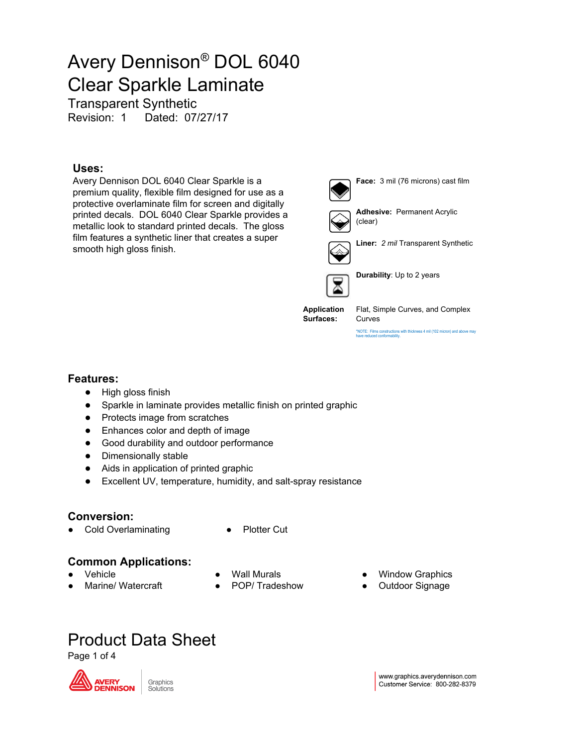# Avery Dennison® DOL 6040 Clear Sparkle Laminate

Transparent Synthetic

Revision: 1 Dated: 07/27/17

## Uses:

Avery Dennison DOL 6040 Clear Sparkle is a premium quality, flexible film designed for use as a protective overlaminate film for screen and digitally printed decals. DOL 6040 Clear Sparkle provides a metallic look to standard printed decals. The gloss film features a synthetic liner that creates a super smooth high gloss finish.

**Face:** 3 mil (76 microns) cast film

**Adhesive:** Permanent Acrylic (clear)

**Liner:** *2 mil* Transparent Synthetic

**Durability**: Up to 2 years

**Application Surfaces:** Flat, Simple Curves, and Complex Curves

*NOTE: Films constructions with thickness 4 mil (102 micron) and above may have reduced conformability.

## Features:

- High gloss finish
- Sparkle in laminate provides metallic finish on printed graphic
- Protects image from scratches
- Enhances color and depth of image
- Good durability and outdoor performance
- Dimensionally stable
- Aids in application of printed graphic
- Excellent UV, temperature, humidity, and salt-spray resistance

## Conversion:

- Cold Overlaminating
- Plotter Cut

## Common Applications:

- Vehicle
- Marine/ Watercraft
- Wall Murals
- POP/ Tradeshow
- Window Graphics
- Outdoor Signage

Product Data Sheet

www.graphics.averydennison.com
Customer Service: 800-282-8379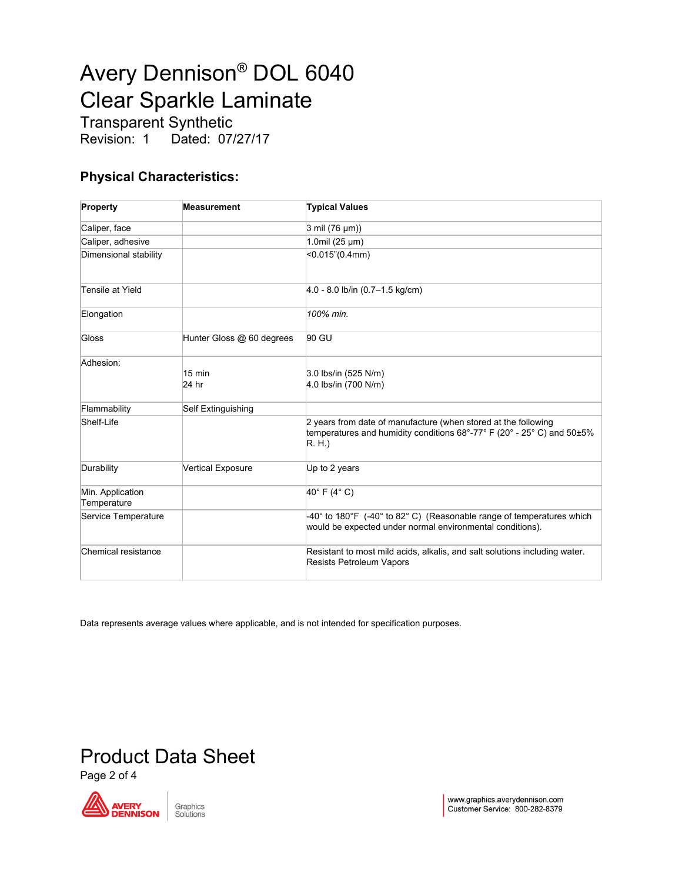# Avery Dennison® DOL 6040 Clear Sparkle Laminate

Transparent Synthetic
Revision: 1 Dated: 07/27/17

## Physical Characteristics:

| Property | Measurement | Typical Values |
|---|---|---|
| Caliper, face | | 3 mil (76 µm)) |
| Caliper, adhesive | | 1.0mil (25 µm) |
| Dimensional stability | | <0.015"(0.4mm) |
| Tensile at Yield | | 4.0 - 8.0 lb/in (0.7–1.5 kg/cm) |
| Elongation | | *100% min.* |
| Gloss | Hunter Gloss @ 60 degrees | 90 GU |
| Adhesion: | 15 min<br>24 hr | 3.0 lbs/in (525 N/m)<br>4.0 lbs/in (700 N/m) |
| Flammability | Self Extinguishing | |
| Shelf-Life | | 2 years from date of manufacture (when stored at the following temperatures and humidity conditions 68°-77° F (20° - 25° C) and 50±5% R. H.) |
| Durability | Vertical Exposure | Up to 2 years |
| Min. Application Temperature | | 40° F (4° C) |
| Service Temperature | | -40° to 180°F (-40° to 82° C) (Reasonable range of temperatures which would be expected under normal environmental conditions). |
| Chemical resistance | | Resistant to most mild acids, alkalis, and salt solutions including water. Resists Petroleum Vapors |

Data represents average values where applicable, and is not intended for specification purposes.

Product Data Sheet

www.graphics.averydennison.com
Customer Service: 800-282-8379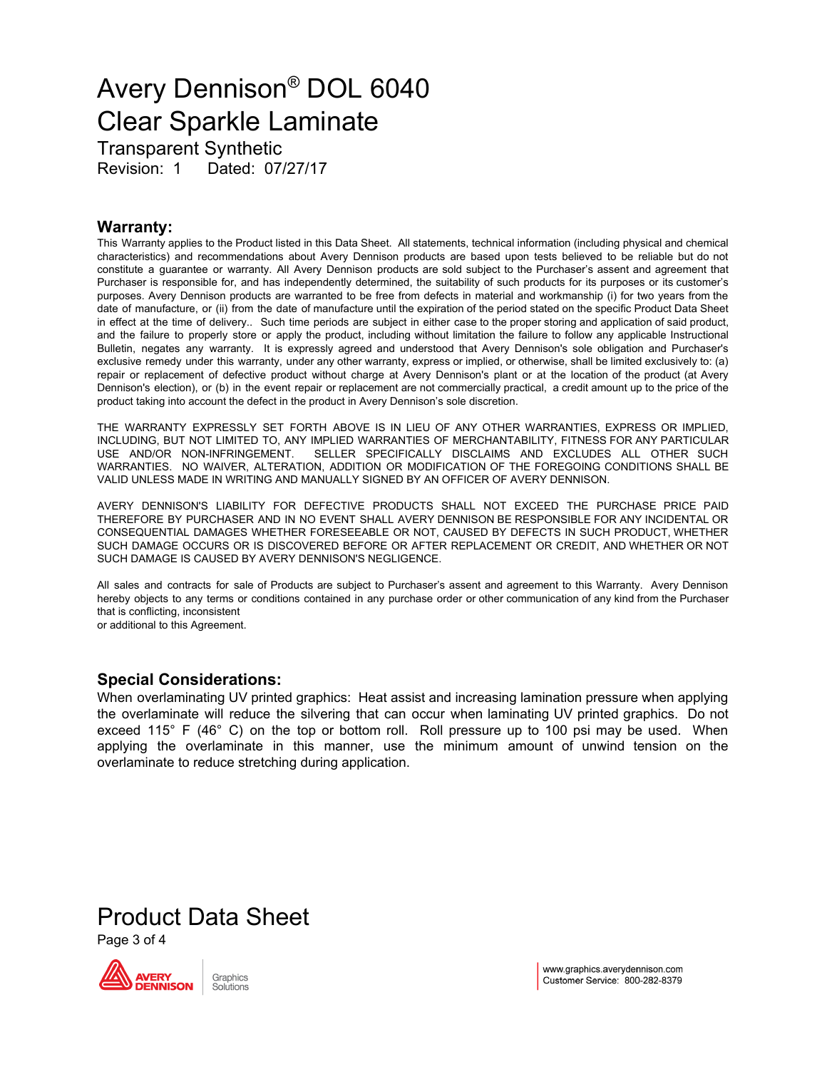# Avery Dennison® DOL 6040 Clear Sparkle Laminate

Transparent Synthetic
Revision: 1 Dated: 07/27/17

## Warranty:

This Warranty applies to the Product listed in this Data Sheet. All statements, technical information (including physical and chemical characteristics) and recommendations about Avery Dennison products are based upon tests believed to be reliable but do not constitute a guarantee or warranty. All Avery Dennison products are sold subject to the Purchaser's assent and agreement that Purchaser is responsible for, and has independently determined, the suitability of such products for its purposes or its customer's purposes. Avery Dennison products are warranted to be free from defects in material and workmanship (i) for two years from the date of manufacture, or (ii) from the date of manufacture until the expiration of the period stated on the specific Product Data Sheet in effect at the time of delivery.. Such time periods are subject in either case to the proper storing and application of said product, and the failure to properly store or apply the product, including without limitation the failure to follow any applicable Instructional Bulletin, negates any warranty. It is expressly agreed and understood that Avery Dennison's sole obligation and Purchaser's exclusive remedy under this warranty, under any other warranty, express or implied, or otherwise, shall be limited exclusively to: (a) repair or replacement of defective product without charge at Avery Dennison's plant or at the location of the product (at Avery Dennison's election), or (b) in the event repair or replacement are not commercially practical, a credit amount up to the price of the product taking into account the defect in the product in Avery Dennison's sole discretion.

THE WARRANTY EXPRESSLY SET FORTH ABOVE IS IN LIEU OF ANY OTHER WARRANTIES, EXPRESS OR IMPLIED, INCLUDING, BUT NOT LIMITED TO, ANY IMPLIED WARRANTIES OF MERCHANTABILITY, FITNESS FOR ANY PARTICULAR USE AND/OR NON-INFRINGEMENT. SELLER SPECIFICALLY DISCLAIMS AND EXCLUDES ALL OTHER SUCH WARRANTIES. NO WAIVER, ALTERATION, ADDITION OR MODIFICATION OF THE FOREGOING CONDITIONS SHALL BE VALID UNLESS MADE IN WRITING AND MANUALLY SIGNED BY AN OFFICER OF AVERY DENNISON.

AVERY DENNISON'S LIABILITY FOR DEFECTIVE PRODUCTS SHALL NOT EXCEED THE PURCHASE PRICE PAID THEREFORE BY PURCHASER AND IN NO EVENT SHALL AVERY DENNISON BE RESPONSIBLE FOR ANY INCIDENTAL OR CONSEQUENTIAL DAMAGES WHETHER FORESEEABLE OR NOT, CAUSED BY DEFECTS IN SUCH PRODUCT, WHETHER SUCH DAMAGE OCCURS OR IS DISCOVERED BEFORE OR AFTER REPLACEMENT OR CREDIT, AND WHETHER OR NOT SUCH DAMAGE IS CAUSED BY AVERY DENNISON'S NEGLIGENCE.

All sales and contracts for sale of Products are subject to Purchaser's assent and agreement to this Warranty. Avery Dennison hereby objects to any terms or conditions contained in any purchase order or other communication of any kind from the Purchaser that is conflicting, inconsistent or additional to this Agreement.

## Special Considerations:

When overlaminating UV printed graphics: Heat assist and increasing lamination pressure when applying the overlaminate will reduce the silvering that can occur when laminating UV printed graphics. Do not exceed 115° F (46° C) on the top or bottom roll. Roll pressure up to 100 psi may be used. When applying the overlaminate in this manner, use the minimum amount of unwind tension on the overlaminate to reduce stretching during application.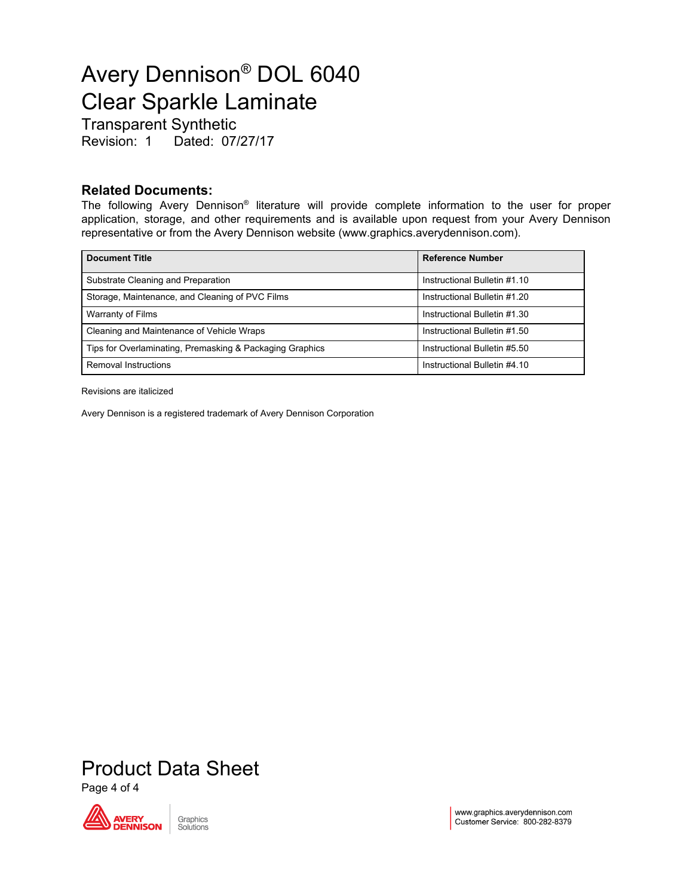# Avery Dennison® DOL 6040 Clear Sparkle Laminate

Transparent Synthetic
Revision: 1 Dated: 07/27/17

## Related Documents:

The following Avery Dennison® literature will provide complete information to the user for proper application, storage, and other requirements and is available upon request from your Avery Dennison representative or from the Avery Dennison website (www.graphics.averydennison.com).

| Document Title | Reference Number |
|---|---|
| Substrate Cleaning and Preparation | Instructional Bulletin #1.10 |
| Storage, Maintenance, and Cleaning of PVC Films | Instructional Bulletin #1.20 |
| Warranty of Films | Instructional Bulletin #1.30 |
| Cleaning and Maintenance of Vehicle Wraps | Instructional Bulletin #1.50 |
| Tips for Overlaminating, Premasking & Packaging Graphics | Instructional Bulletin #5.50 |
| Removal Instructions | Instructional Bulletin #4.10 |

Revisions are italicized

Avery Dennison is a registered trademark of Avery Dennison Corporation

Product Data Sheet

www.graphics.averydennison.com
Customer Service: 800-282-8379